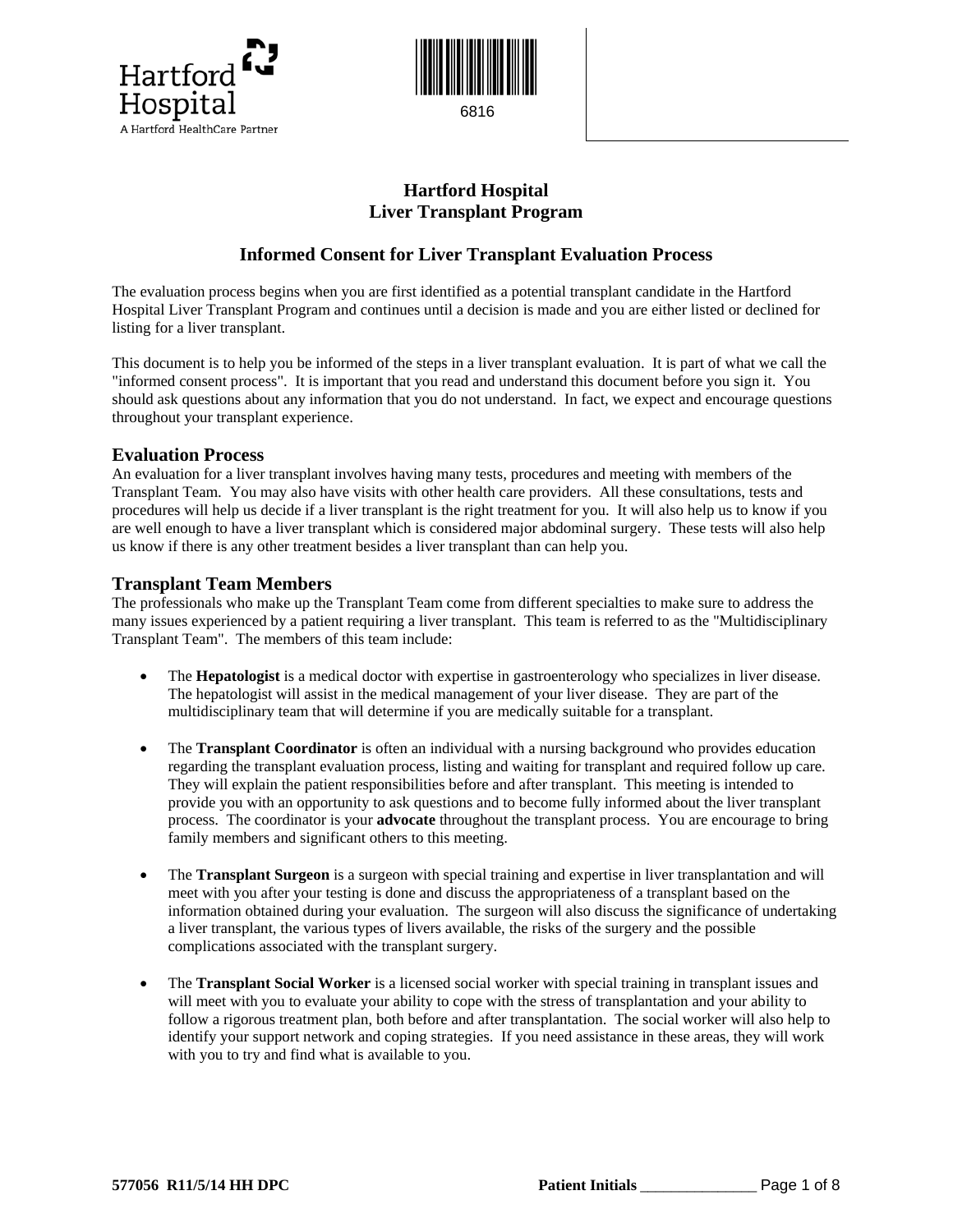# Hartford Hospital
# Liver Transplant Program

## Informed Consent for Liver Transplant Evaluation Process

The evaluation process begins when you are first identified as a potential transplant candidate in the Hartford Hospital Liver Transplant Program and continues until a decision is made and you are either listed or declined for listing for a liver transplant.

This document is to help you be informed of the steps in a liver transplant evaluation. It is part of what we call the "informed consent process". It is important that you read and understand this document before you sign it. You should ask questions about any information that you do not understand. In fact, we expect and encourage questions throughout your transplant experience.

### Evaluation Process

An evaluation for a liver transplant involves having many tests, procedures and meeting with members of the Transplant Team. You may also have visits with other health care providers. All these consultations, tests and procedures will help us decide if a liver transplant is the right treatment for you. It will also help us to know if you are well enough to have a liver transplant which is considered major abdominal surgery. These tests will also help us know if there is any other treatment besides a liver transplant than can help you.

### Transplant Team Members

The professionals who make up the Transplant Team come from different specialties to make sure to address the many issues experienced by a patient requiring a liver transplant. This team is referred to as the "Multidisciplinary Transplant Team". The members of this team include:

- The **Hepatologist** is a medical doctor with expertise in gastroenterology who specializes in liver disease. The hepatologist will assist in the medical management of your liver disease. They are part of the multidisciplinary team that will determine if you are medically suitable for a transplant.

- The **Transplant Coordinator** is often an individual with a nursing background who provides education regarding the transplant evaluation process, listing and waiting for transplant and required follow up care. They will explain the patient responsibilities before and after transplant. This meeting is intended to provide you with an opportunity to ask questions and to become fully informed about the liver transplant process. The coordinator is your **advocate** throughout the transplant process. You are encourage to bring family members and significant others to this meeting.

- The **Transplant Surgeon** is a surgeon with special training and expertise in liver transplantation and will meet with you after your testing is done and discuss the appropriateness of a transplant based on the information obtained during your evaluation. The surgeon will also discuss the significance of undertaking a liver transplant, the various types of livers available, the risks of the surgery and the possible complications associated with the transplant surgery.

- The **Transplant Social Worker** is a licensed social worker with special training in transplant issues and will meet with you to evaluate your ability to cope with the stress of transplantation and your ability to follow a rigorous treatment plan, both before and after transplantation. The social worker will also help to identify your support network and coping strategies. If you need assistance in these areas, they will work with you to try and find what is available to you.

577056 R11/5/14 HH DPC

**Patient Initials** _______________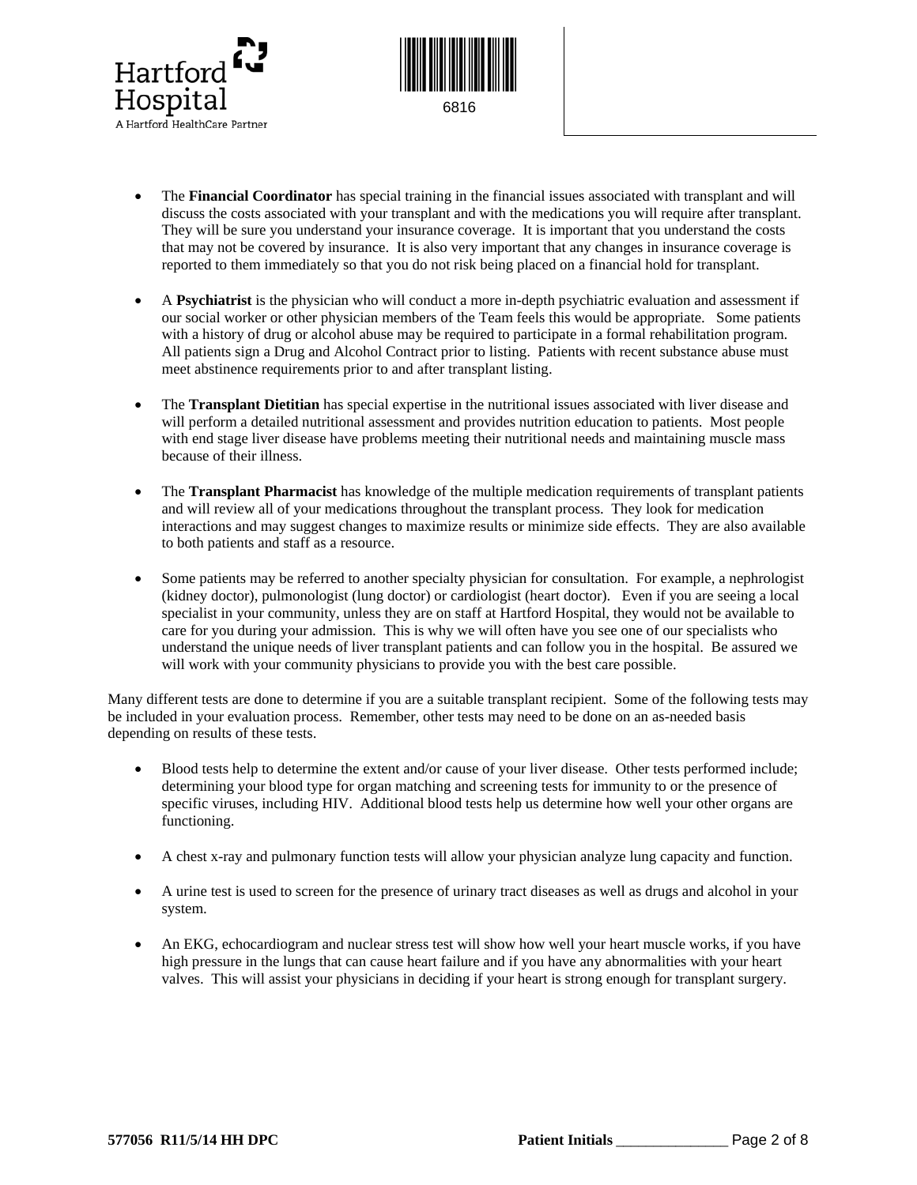- The **Financial Coordinator** has special training in the financial issues associated with transplant and will discuss the costs associated with your transplant and with the medications you will require after transplant. They will be sure you understand your insurance coverage. It is important that you understand the costs that may not be covered by insurance. It is also very important that any changes in insurance coverage is reported to them immediately so that you do not risk being placed on a financial hold for transplant.

- A **Psychiatrist** is the physician who will conduct a more in-depth psychiatric evaluation and assessment if our social worker or other physician members of the Team feels this would be appropriate. Some patients with a history of drug or alcohol abuse may be required to participate in a formal rehabilitation program. All patients sign a Drug and Alcohol Contract prior to listing. Patients with recent substance abuse must meet abstinence requirements prior to and after transplant listing.

- The **Transplant Dietitian** has special expertise in the nutritional issues associated with liver disease and will perform a detailed nutritional assessment and provides nutrition education to patients. Most people with end stage liver disease have problems meeting their nutritional needs and maintaining muscle mass because of their illness.

- The **Transplant Pharmacist** has knowledge of the multiple medication requirements of transplant patients and will review all of your medications throughout the transplant process. They look for medication interactions and may suggest changes to maximize results or minimize side effects. They are also available to both patients and staff as a resource.

- Some patients may be referred to another specialty physician for consultation. For example, a nephrologist (kidney doctor), pulmonologist (lung doctor) or cardiologist (heart doctor). Even if you are seeing a local specialist in your community, unless they are on staff at Hartford Hospital, they would not be available to care for you during your admission. This is why we will often have you see one of our specialists who understand the unique needs of liver transplant patients and can follow you in the hospital. Be assured we will work with your community physicians to provide you with the best care possible.

Many different tests are done to determine if you are a suitable transplant recipient. Some of the following tests may be included in your evaluation process. Remember, other tests may need to be done on an as-needed basis depending on results of these tests.

- Blood tests help to determine the extent and/or cause of your liver disease. Other tests performed include; determining your blood type for organ matching and screening tests for immunity to or the presence of specific viruses, including HIV. Additional blood tests help us determine how well your other organs are functioning.

- A chest x-ray and pulmonary function tests will allow your physician analyze lung capacity and function.

- A urine test is used to screen for the presence of urinary tract diseases as well as drugs and alcohol in your system.

- An EKG, echocardiogram and nuclear stress test will show how well your heart muscle works, if you have high pressure in the lungs that can cause heart failure and if you have any abnormalities with your heart valves. This will assist your physicians in deciding if your heart is strong enough for transplant surgery.

**577056 R11/5/14 HH DPC** **Patient Initials** ______________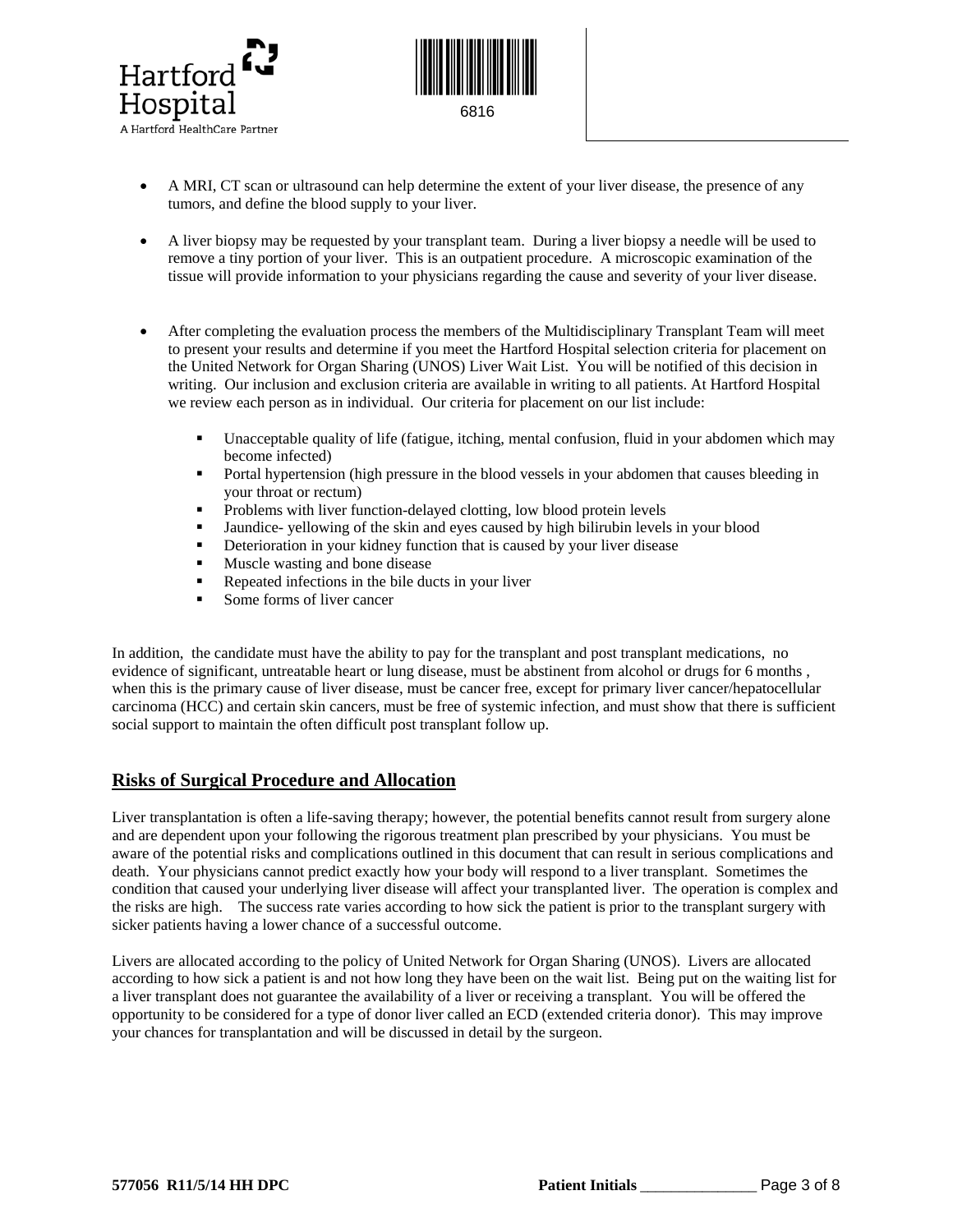- A MRI, CT scan or ultrasound can help determine the extent of your liver disease, the presence of any tumors, and define the blood supply to your liver.

- A liver biopsy may be requested by your transplant team. During a liver biopsy a needle will be used to remove a tiny portion of your liver. This is an outpatient procedure. A microscopic examination of the tissue will provide information to your physicians regarding the cause and severity of your liver disease.

- After completing the evaluation process the members of the Multidisciplinary Transplant Team will meet to present your results and determine if you meet the Hartford Hospital selection criteria for placement on the United Network for Organ Sharing (UNOS) Liver Wait List. You will be notified of this decision in writing. Our inclusion and exclusion criteria are available in writing to all patients. At Hartford Hospital we review each person as in individual. Our criteria for placement on our list include:

  - Unacceptable quality of life (fatigue, itching, mental confusion, fluid in your abdomen which may become infected)
  - Portal hypertension (high pressure in the blood vessels in your abdomen that causes bleeding in your throat or rectum)
  - Problems with liver function-delayed clotting, low blood protein levels
  - Jaundice- yellowing of the skin and eyes caused by high bilirubin levels in your blood
  - Deterioration in your kidney function that is caused by your liver disease
  - Muscle wasting and bone disease
  - Repeated infections in the bile ducts in your liver
  - Some forms of liver cancer

In addition, the candidate must have the ability to pay for the transplant and post transplant medications, no evidence of significant, untreatable heart or lung disease, must be abstinent from alcohol or drugs for 6 months , when this is the primary cause of liver disease, must be cancer free, except for primary liver cancer/hepatocellular carcinoma (HCC) and certain skin cancers, must be free of systemic infection, and must show that there is sufficient social support to maintain the often difficult post transplant follow up.

## Risks of Surgical Procedure and Allocation

Liver transplantation is often a life-saving therapy; however, the potential benefits cannot result from surgery alone and are dependent upon your following the rigorous treatment plan prescribed by your physicians. You must be aware of the potential risks and complications outlined in this document that can result in serious complications and death. Your physicians cannot predict exactly how your body will respond to a liver transplant. Sometimes the condition that caused your underlying liver disease will affect your transplanted liver. The operation is complex and the risks are high. The success rate varies according to how sick the patient is prior to the transplant surgery with sicker patients having a lower chance of a successful outcome.

Livers are allocated according to the policy of United Network for Organ Sharing (UNOS). Livers are allocated according to how sick a patient is and not how long they have been on the wait list. Being put on the waiting list for a liver transplant does not guarantee the availability of a liver or receiving a transplant. You will be offered the opportunity to be considered for a type of donor liver called an ECD (extended criteria donor). This may improve your chances for transplantation and will be discussed in detail by the surgeon.

**577056 R11/5/14 HH DPC** **Patient Initials** _______________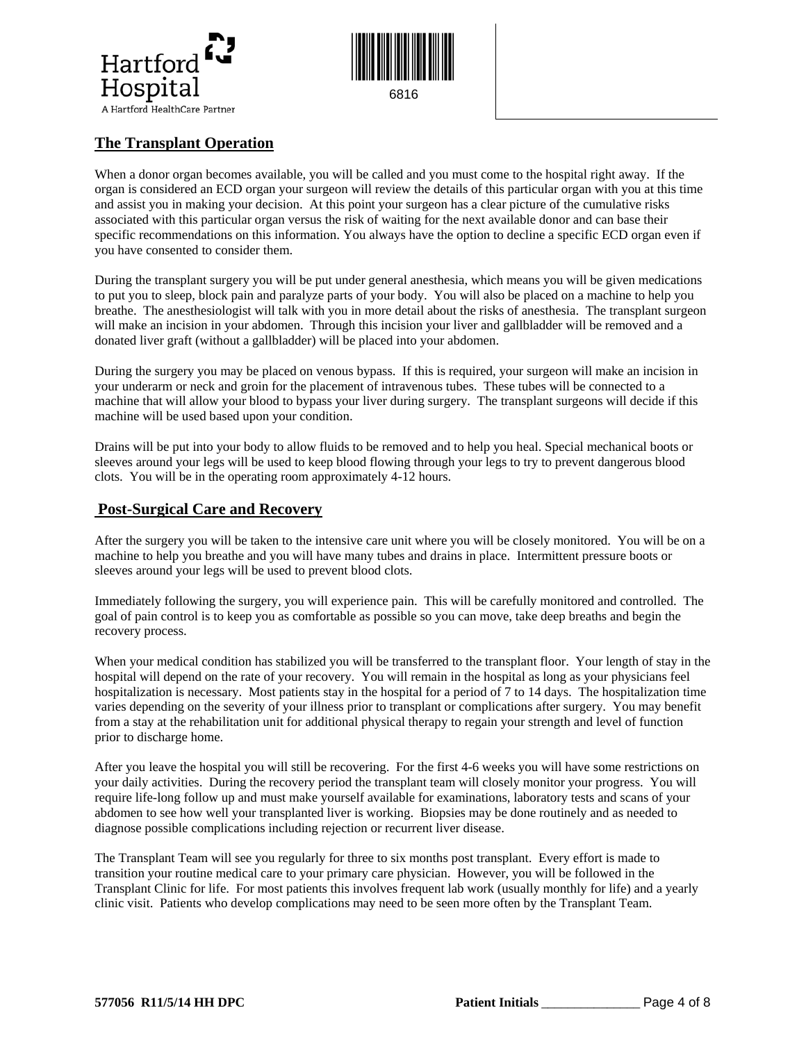## The Transplant Operation

When a donor organ becomes available, you will be called and you must come to the hospital right away. If the organ is considered an ECD organ your surgeon will review the details of this particular organ with you at this time and assist you in making your decision. At this point your surgeon has a clear picture of the cumulative risks associated with this particular organ versus the risk of waiting for the next available donor and can base their specific recommendations on this information. You always have the option to decline a specific ECD organ even if you have consented to consider them.

During the transplant surgery you will be put under general anesthesia, which means you will be given medications to put you to sleep, block pain and paralyze parts of your body. You will also be placed on a machine to help you breathe. The anesthesiologist will talk with you in more detail about the risks of anesthesia. The transplant surgeon will make an incision in your abdomen. Through this incision your liver and gallbladder will be removed and a donated liver graft (without a gallbladder) will be placed into your abdomen.

During the surgery you may be placed on venous bypass. If this is required, your surgeon will make an incision in your underarm or neck and groin for the placement of intravenous tubes. These tubes will be connected to a machine that will allow your blood to bypass your liver during surgery. The transplant surgeons will decide if this machine will be used based upon your condition.

Drains will be put into your body to allow fluids to be removed and to help you heal. Special mechanical boots or sleeves around your legs will be used to keep blood flowing through your legs to try to prevent dangerous blood clots. You will be in the operating room approximately 4-12 hours.

## Post-Surgical Care and Recovery

After the surgery you will be taken to the intensive care unit where you will be closely monitored. You will be on a machine to help you breathe and you will have many tubes and drains in place. Intermittent pressure boots or sleeves around your legs will be used to prevent blood clots.

Immediately following the surgery, you will experience pain. This will be carefully monitored and controlled. The goal of pain control is to keep you as comfortable as possible so you can move, take deep breaths and begin the recovery process.

When your medical condition has stabilized you will be transferred to the transplant floor. Your length of stay in the hospital will depend on the rate of your recovery. You will remain in the hospital as long as your physicians feel hospitalization is necessary. Most patients stay in the hospital for a period of 7 to 14 days. The hospitalization time varies depending on the severity of your illness prior to transplant or complications after surgery. You may benefit from a stay at the rehabilitation unit for additional physical therapy to regain your strength and level of function prior to discharge home.

After you leave the hospital you will still be recovering. For the first 4-6 weeks you will have some restrictions on your daily activities. During the recovery period the transplant team will closely monitor your progress. You will require life-long follow up and must make yourself available for examinations, laboratory tests and scans of your abdomen to see how well your transplanted liver is working. Biopsies may be done routinely and as needed to diagnose possible complications including rejection or recurrent liver disease.

The Transplant Team will see you regularly for three to six months post transplant. Every effort is made to transition your routine medical care to your primary care physician. However, you will be followed in the Transplant Clinic for life. For most patients this involves frequent lab work (usually monthly for life) and a yearly clinic visit. Patients who develop complications may need to be seen more often by the Transplant Team.

**577056 R11/5/14 HH DPC** **Patient Initials** ______________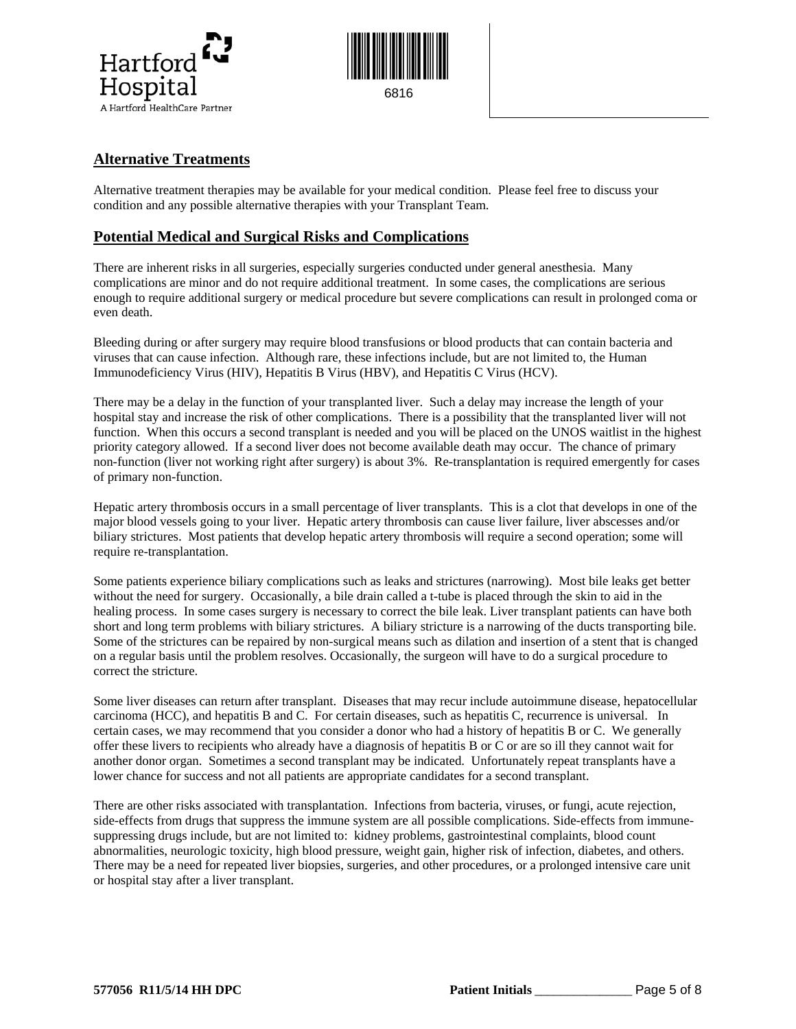## Alternative Treatments

Alternative treatment therapies may be available for your medical condition. Please feel free to discuss your condition and any possible alternative therapies with your Transplant Team.

## Potential Medical and Surgical Risks and Complications

There are inherent risks in all surgeries, especially surgeries conducted under general anesthesia. Many complications are minor and do not require additional treatment. In some cases, the complications are serious enough to require additional surgery or medical procedure but severe complications can result in prolonged coma or even death.

Bleeding during or after surgery may require blood transfusions or blood products that can contain bacteria and viruses that can cause infection. Although rare, these infections include, but are not limited to, the Human Immunodeficiency Virus (HIV), Hepatitis B Virus (HBV), and Hepatitis C Virus (HCV).

There may be a delay in the function of your transplanted liver. Such a delay may increase the length of your hospital stay and increase the risk of other complications. There is a possibility that the transplanted liver will not function. When this occurs a second transplant is needed and you will be placed on the UNOS waitlist in the highest priority category allowed. If a second liver does not become available death may occur. The chance of primary non-function (liver not working right after surgery) is about 3%. Re-transplantation is required emergently for cases of primary non-function.

Hepatic artery thrombosis occurs in a small percentage of liver transplants. This is a clot that develops in one of the major blood vessels going to your liver. Hepatic artery thrombosis can cause liver failure, liver abscesses and/or biliary strictures. Most patients that develop hepatic artery thrombosis will require a second operation; some will require re-transplantation.

Some patients experience biliary complications such as leaks and strictures (narrowing). Most bile leaks get better without the need for surgery. Occasionally, a bile drain called a t-tube is placed through the skin to aid in the healing process. In some cases surgery is necessary to correct the bile leak. Liver transplant patients can have both short and long term problems with biliary strictures. A biliary stricture is a narrowing of the ducts transporting bile. Some of the strictures can be repaired by non-surgical means such as dilation and insertion of a stent that is changed on a regular basis until the problem resolves. Occasionally, the surgeon will have to do a surgical procedure to correct the stricture.

Some liver diseases can return after transplant. Diseases that may recur include autoimmune disease, hepatocellular carcinoma (HCC), and hepatitis B and C. For certain diseases, such as hepatitis C, recurrence is universal. In certain cases, we may recommend that you consider a donor who had a history of hepatitis B or C. We generally offer these livers to recipients who already have a diagnosis of hepatitis B or C or are so ill they cannot wait for another donor organ. Sometimes a second transplant may be indicated. Unfortunately repeat transplants have a lower chance for success and not all patients are appropriate candidates for a second transplant.

There are other risks associated with transplantation. Infections from bacteria, viruses, or fungi, acute rejection, side-effects from drugs that suppress the immune system are all possible complications. Side-effects from immune-suppressing drugs include, but are not limited to: kidney problems, gastrointestinal complaints, blood count abnormalities, neurologic toxicity, high blood pressure, weight gain, higher risk of infection, diabetes, and others. There may be a need for repeated liver biopsies, surgeries, and other procedures, or a prolonged intensive care unit or hospital stay after a liver transplant.

**577056 R11/5/14 HH DPC** **Patient Initials** ______________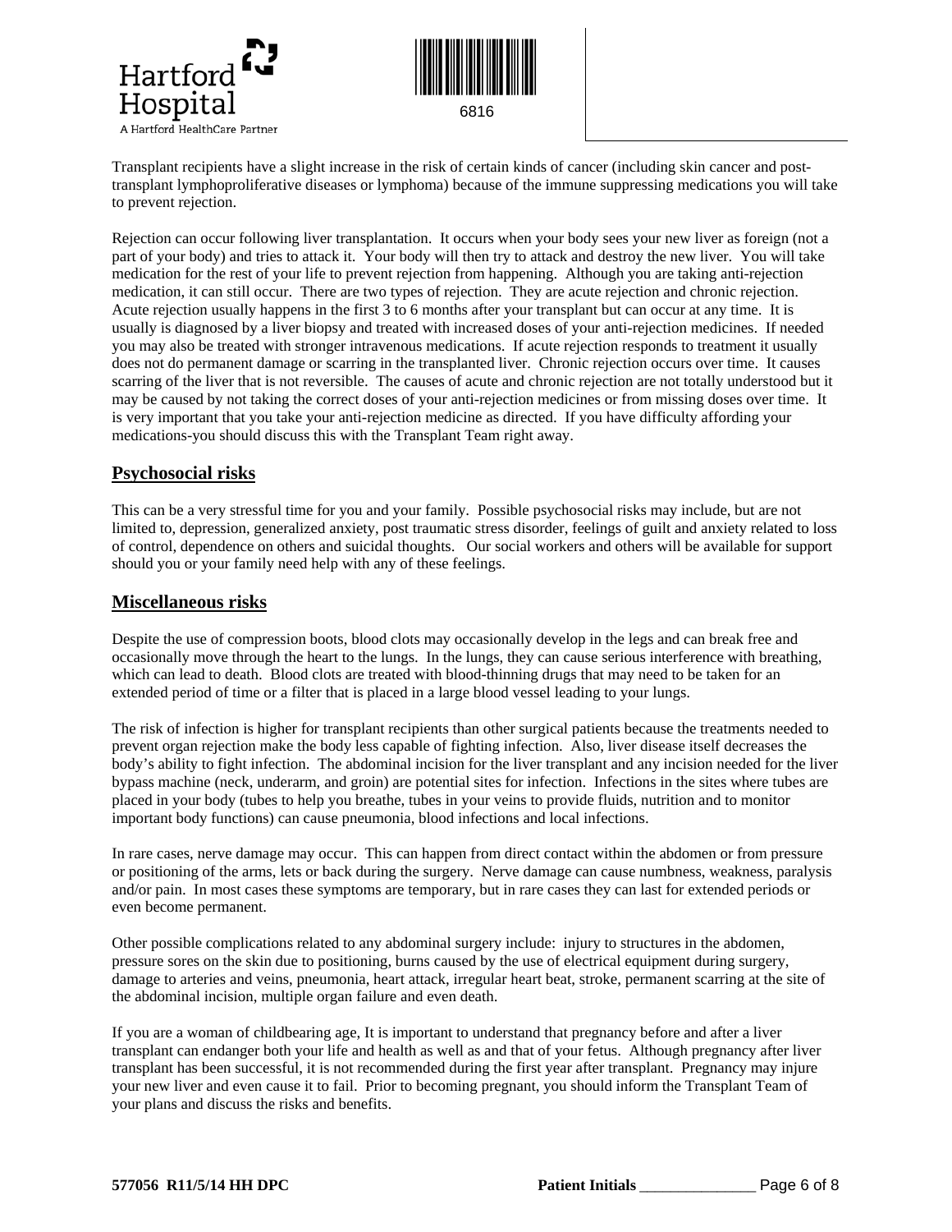Transplant recipients have a slight increase in the risk of certain kinds of cancer (including skin cancer and post-transplant lymphoproliferative diseases or lymphoma) because of the immune suppressing medications you will take to prevent rejection.

Rejection can occur following liver transplantation. It occurs when your body sees your new liver as foreign (not a part of your body) and tries to attack it. Your body will then try to attack and destroy the new liver. You will take medication for the rest of your life to prevent rejection from happening. Although you are taking anti-rejection medication, it can still occur. There are two types of rejection. They are acute rejection and chronic rejection. Acute rejection usually happens in the first 3 to 6 months after your transplant but can occur at any time. It is usually is diagnosed by a liver biopsy and treated with increased doses of your anti-rejection medicines. If needed you may also be treated with stronger intravenous medications. If acute rejection responds to treatment it usually does not do permanent damage or scarring in the transplanted liver. Chronic rejection occurs over time. It causes scarring of the liver that is not reversible. The causes of acute and chronic rejection are not totally understood but it may be caused by not taking the correct doses of your anti-rejection medicines or from missing doses over time. It is very important that you take your anti-rejection medicine as directed. If you have difficulty affording your medications-you should discuss this with the Transplant Team right away.

## Psychosocial risks

This can be a very stressful time for you and your family. Possible psychosocial risks may include, but are not limited to, depression, generalized anxiety, post traumatic stress disorder, feelings of guilt and anxiety related to loss of control, dependence on others and suicidal thoughts. Our social workers and others will be available for support should you or your family need help with any of these feelings.

## Miscellaneous risks

Despite the use of compression boots, blood clots may occasionally develop in the legs and can break free and occasionally move through the heart to the lungs. In the lungs, they can cause serious interference with breathing, which can lead to death. Blood clots are treated with blood-thinning drugs that may need to be taken for an extended period of time or a filter that is placed in a large blood vessel leading to your lungs.

The risk of infection is higher for transplant recipients than other surgical patients because the treatments needed to prevent organ rejection make the body less capable of fighting infection. Also, liver disease itself decreases the body's ability to fight infection. The abdominal incision for the liver transplant and any incision needed for the liver bypass machine (neck, underarm, and groin) are potential sites for infection. Infections in the sites where tubes are placed in your body (tubes to help you breathe, tubes in your veins to provide fluids, nutrition and to monitor important body functions) can cause pneumonia, blood infections and local infections.

In rare cases, nerve damage may occur. This can happen from direct contact within the abdomen or from pressure or positioning of the arms, lets or back during the surgery. Nerve damage can cause numbness, weakness, paralysis and/or pain. In most cases these symptoms are temporary, but in rare cases they can last for extended periods or even become permanent.

Other possible complications related to any abdominal surgery include: injury to structures in the abdomen, pressure sores on the skin due to positioning, burns caused by the use of electrical equipment during surgery, damage to arteries and veins, pneumonia, heart attack, irregular heart beat, stroke, permanent scarring at the site of the abdominal incision, multiple organ failure and even death.

If you are a woman of childbearing age, It is important to understand that pregnancy before and after a liver transplant can endanger both your life and health as well as and that of your fetus. Although pregnancy after liver transplant has been successful, it is not recommended during the first year after transplant. Pregnancy may injure your new liver and even cause it to fail. Prior to becoming pregnant, you should inform the Transplant Team of your plans and discuss the risks and benefits.

**577056 R11/5/14 HH DPC** **Patient Initials** _______________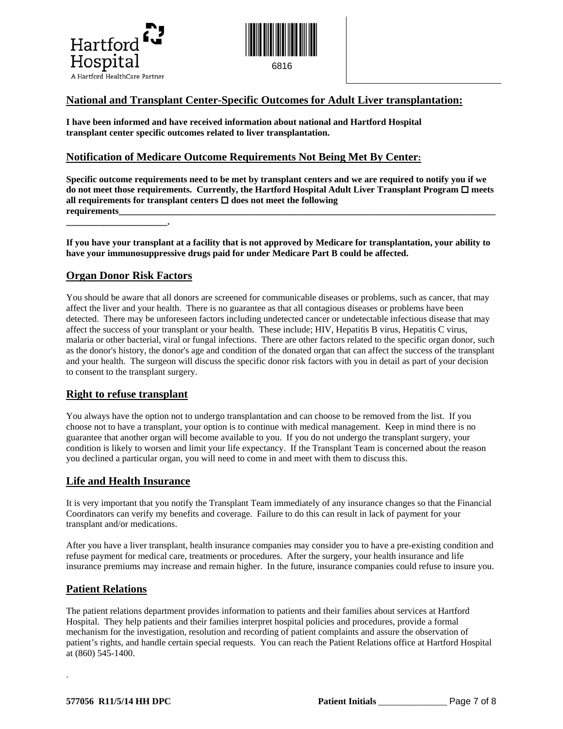Hartford Hospital
A Hartford HealthCare Partner

6816

## National and Transplant Center-Specific Outcomes for Adult Liver transplantation:

**I have been informed and have received information about national and Hartford Hospital transplant center specific outcomes related to liver transplantation.**

## Notification of Medicare Outcome Requirements Not Being Met By Center:

**Specific outcome requirements need to be met by transplant centers and we are required to notify you if we do not meet those requirements. Currently, the Hartford Hospital Adult Liver Transplant Program ☐ meets all requirements for transplant centers ☐ does not meet the following requirements\_\_\_\_\_\_\_\_\_\_\_\_\_\_\_\_\_\_\_\_\_\_\_\_\_\_\_\_\_\_\_\_\_\_\_\_\_\_\_\_\_\_\_\_\_\_\_\_\_\_\_\_\_\_\_\_\_\_\_\_\_\_\_\_\_\_\_\_\_\_\_\_\_\_\_\_\_\_\_\_\_\_\_\_\_\_\_\_\_\_\_\_\_\_\_\_\_\_\_\_\_\_\_\_.**

**If you have your transplant at a facility that is not approved by Medicare for transplantation, your ability to have your immunosuppressive drugs paid for under Medicare Part B could be affected.**

## Organ Donor Risk Factors

You should be aware that all donors are screened for communicable diseases or problems, such as cancer, that may affect the liver and your health. There is no guarantee as that all contagious diseases or problems have been detected. There may be unforeseen factors including undetected cancer or undetectable infectious disease that may affect the success of your transplant or your health. These include; HIV, Hepatitis B virus, Hepatitis C virus, malaria or other bacterial, viral or fungal infections. There are other factors related to the specific organ donor, such as the donor's history, the donor's age and condition of the donated organ that can affect the success of the transplant and your health. The surgeon will discuss the specific donor risk factors with you in detail as part of your decision to consent to the transplant surgery.

## Right to refuse transplant

You always have the option not to undergo transplantation and can choose to be removed from the list. If you choose not to have a transplant, your option is to continue with medical management. Keep in mind there is no guarantee that another organ will become available to you. If you do not undergo the transplant surgery, your condition is likely to worsen and limit your life expectancy. If the Transplant Team is concerned about the reason you declined a particular organ, you will need to come in and meet with them to discuss this.

## Life and Health Insurance

It is very important that you notify the Transplant Team immediately of any insurance changes so that the Financial Coordinators can verify my benefits and coverage. Failure to do this can result in lack of payment for your transplant and/or medications.

After you have a liver transplant, health insurance companies may consider you to have a pre-existing condition and refuse payment for medical care, treatments or procedures. After the surgery, your health insurance and life insurance premiums may increase and remain higher. In the future, insurance companies could refuse to insure you.

## Patient Relations

The patient relations department provides information to patients and their families about services at Hartford Hospital. They help patients and their families interpret hospital policies and procedures, provide a formal mechanism for the investigation, resolution and recording of patient complaints and assure the observation of patient's rights, and handle certain special requests. You can reach the Patient Relations office at Hartford Hospital at (860) 545-1400.

.

**577056 R11/5/14 HH DPC** **Patient Initials** \_\_\_\_\_\_\_\_\_\_\_\_\_\_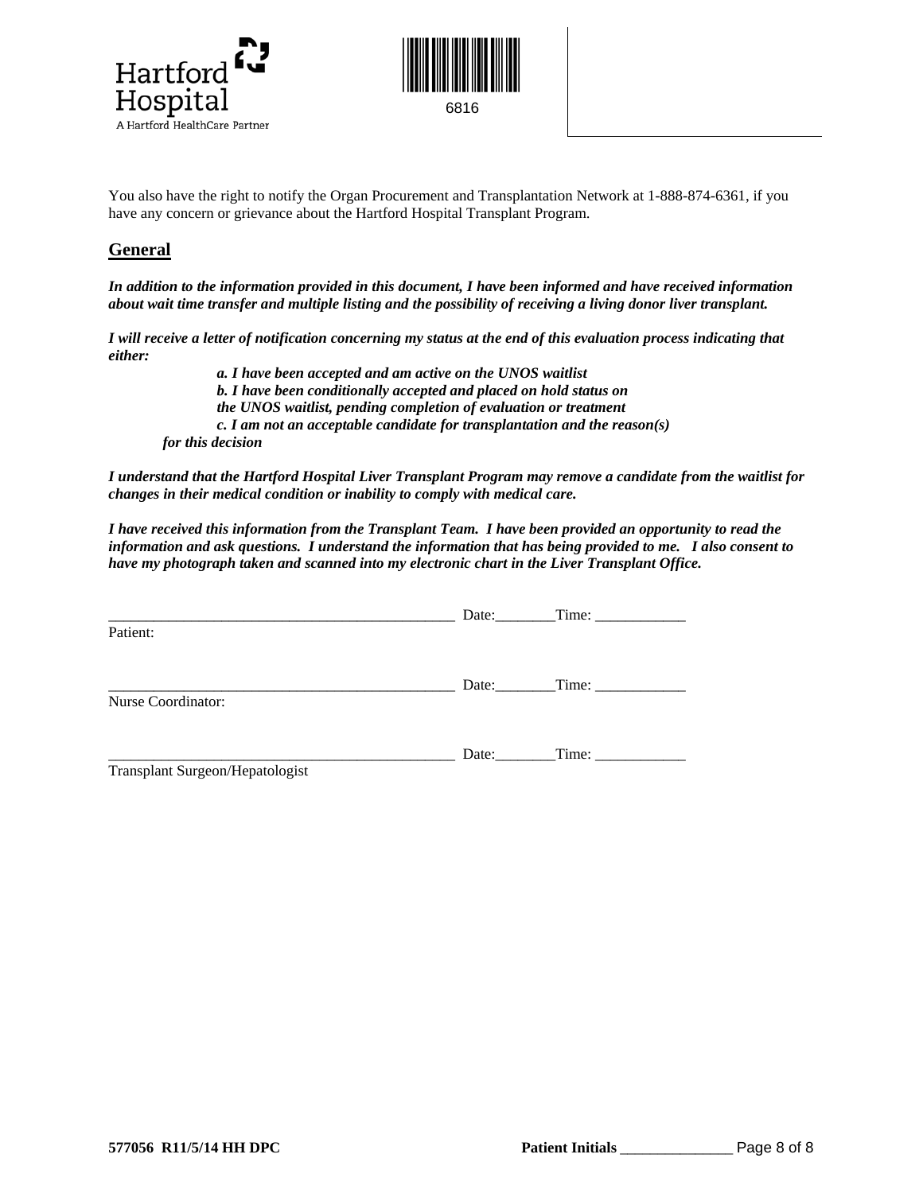You also have the right to notify the Organ Procurement and Transplantation Network at 1-888-874-6361, if you have any concern or grievance about the Hartford Hospital Transplant Program.

## General

***In addition to the information provided in this document, I have been informed and have received information about wait time transfer and multiple listing and the possibility of receiving a living donor liver transplant.***

***I will receive a letter of notification concerning my status at the end of this evaluation process indicating that either:***

> ***a. I have been accepted and am active on the UNOS waitlist***
> ***b. I have been conditionally accepted and placed on hold status on the UNOS waitlist, pending completion of evaluation or treatment***
> ***c. I am not an acceptable candidate for transplantation and the reason(s) for this decision***

***I understand that the Hartford Hospital Liver Transplant Program may remove a candidate from the waitlist for changes in their medical condition or inability to comply with medical care.***

***I have received this information from the Transplant Team. I have been provided an opportunity to read the information and ask questions. I understand the information that has being provided to me. I also consent to have my photograph taken and scanned into my electronic chart in the Liver Transplant Office.***

_______________________________________________ Date:________Time: ____________
Patient:

_______________________________________________ Date:________Time: ____________
Nurse Coordinator:

_______________________________________________ Date:________Time: ____________
Transplant Surgeon/Hepatologist

**577056 R11/5/14 HH DPC** **Patient Initials** ______________